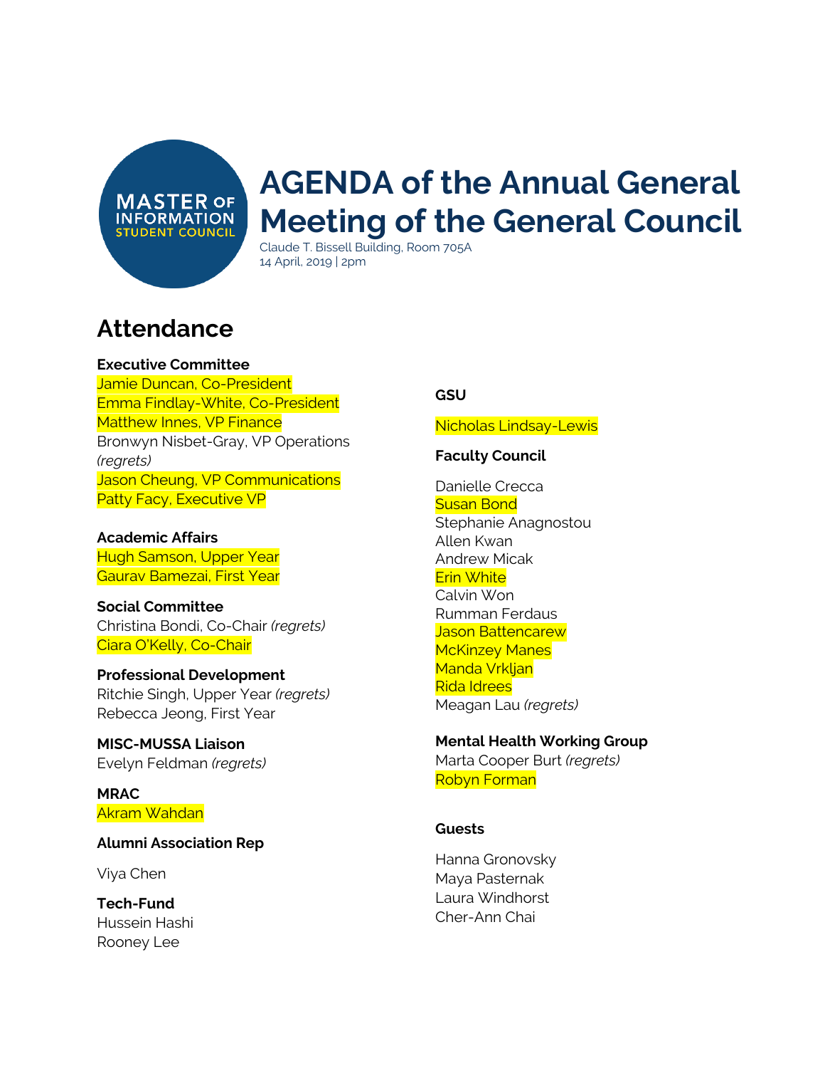MASTER OF INFORMATION STUDENT COUNCIL

# AGENDA of the Annual General Meeting of the General Council

Claude T. Bissell Building, Room 705A
14 April, 2019 | 2pm

## Attendance

**Executive Committee**
Jamie Duncan, Co-President
Emma Findlay-White, Co-President
Matthew Innes, VP Finance
Bronwyn Nisbet-Gray, VP Operations *(regrets)*
Jason Cheung, VP Communications
Patty Facy, Executive VP

**Academic Affairs**
Hugh Samson, Upper Year
Gaurav Bamezai, First Year

**Social Committee**
Christina Bondi, Co-Chair *(regrets)*
Ciara O'Kelly, Co-Chair

**Professional Development**
Ritchie Singh, Upper Year *(regrets)*
Rebecca Jeong, First Year

**MISC-MUSSA Liaison**
Evelyn Feldman *(regrets)*

**MRAC**
Akram Wahdan

**Alumni Association Rep**

Viya Chen

**Tech-Fund**
Hussein Hashi
Rooney Lee

**GSU**

Nicholas Lindsay-Lewis

**Faculty Council**

Danielle Crecca
Susan Bond
Stephanie Anagnostou
Allen Kwan
Andrew Micak
Erin White
Calvin Won
Rumman Ferdaus
Jason Battencarew
McKinzey Manes
Manda Vrkljan
Rida Idrees
Meagan Lau *(regrets)*

**Mental Health Working Group**
Marta Cooper Burt *(regrets)*
Robyn Forman

**Guests**

Hanna Gronovsky
Maya Pasternak
Laura Windhorst
Cher-Ann Chai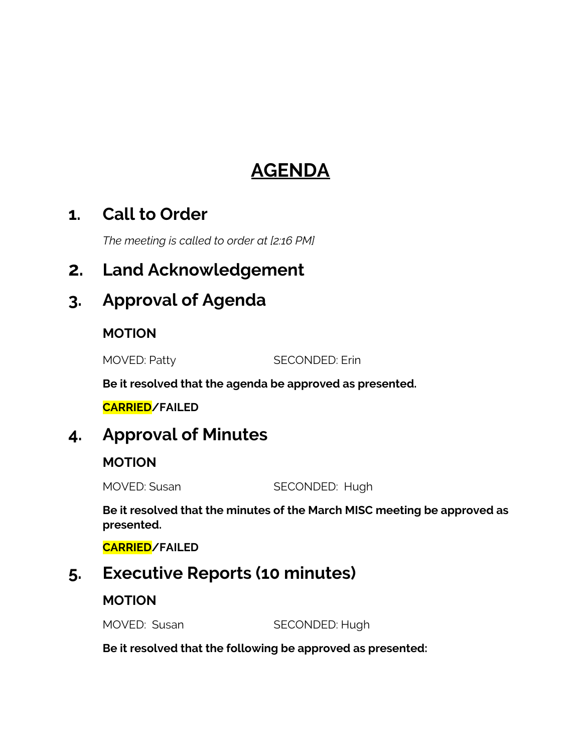# AGENDA

## 1. Call to Order

*The meeting is called to order at [2:16 PM]*

## 2. Land Acknowledgement

## 3. Approval of Agenda

**MOTION**

MOVED: Patty SECONDED: Erin

**Be it resolved that the agenda be approved as presented.**

**CARRIED/FAILED**

## 4. Approval of Minutes

**MOTION**

MOVED: Susan SECONDED: Hugh

**Be it resolved that the minutes of the March MISC meeting be approved as presented.**

**CARRIED/FAILED**

## 5. Executive Reports (10 minutes)

**MOTION**

MOVED: Susan SECONDED: Hugh

**Be it resolved that the following be approved as presented:**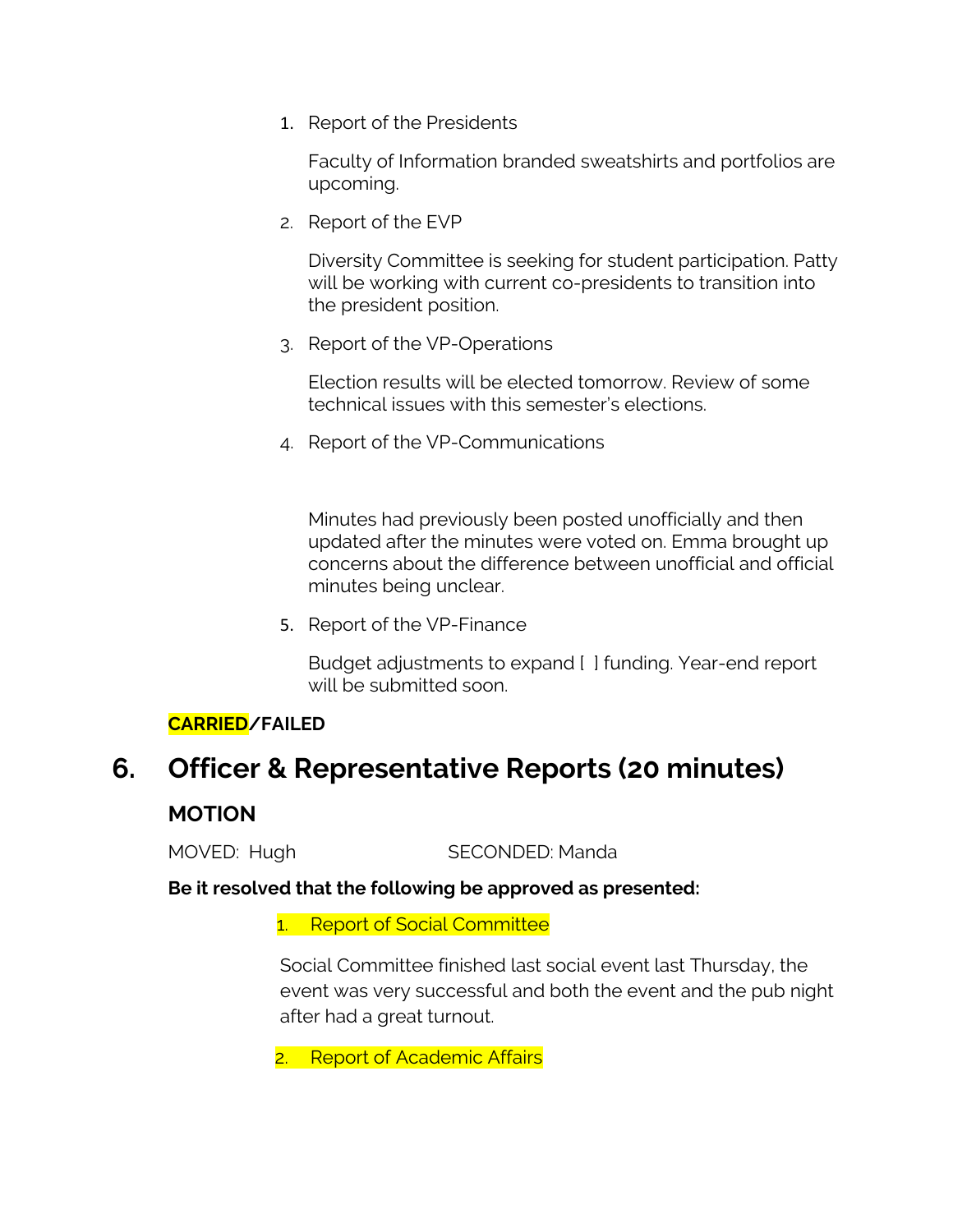1. Report of the Presidents

   Faculty of Information branded sweatshirts and portfolios are upcoming.

2. Report of the EVP

   Diversity Committee is seeking for student participation. Patty will be working with current co-presidents to transition into the president position.

3. Report of the VP-Operations

   Election results will be elected tomorrow. Review of some technical issues with this semester's elections.

4. Report of the VP-Communications

   Minutes had previously been posted unofficially and then updated after the minutes were voted on. Emma brought up concerns about the difference between unofficial and official minutes being unclear.

5. Report of the VP-Finance

   Budget adjustments to expand [ ] funding. Year-end report will be submitted soon.

**CARRIED/FAILED**

## 6. Officer & Representative Reports (20 minutes)

### MOTION

MOVED: Hugh SECONDED: Manda

**Be it resolved that the following be approved as presented:**

1. Report of Social Committee

   Social Committee finished last social event last Thursday, the event was very successful and both the event and the pub night after had a great turnout.

2. Report of Academic Affairs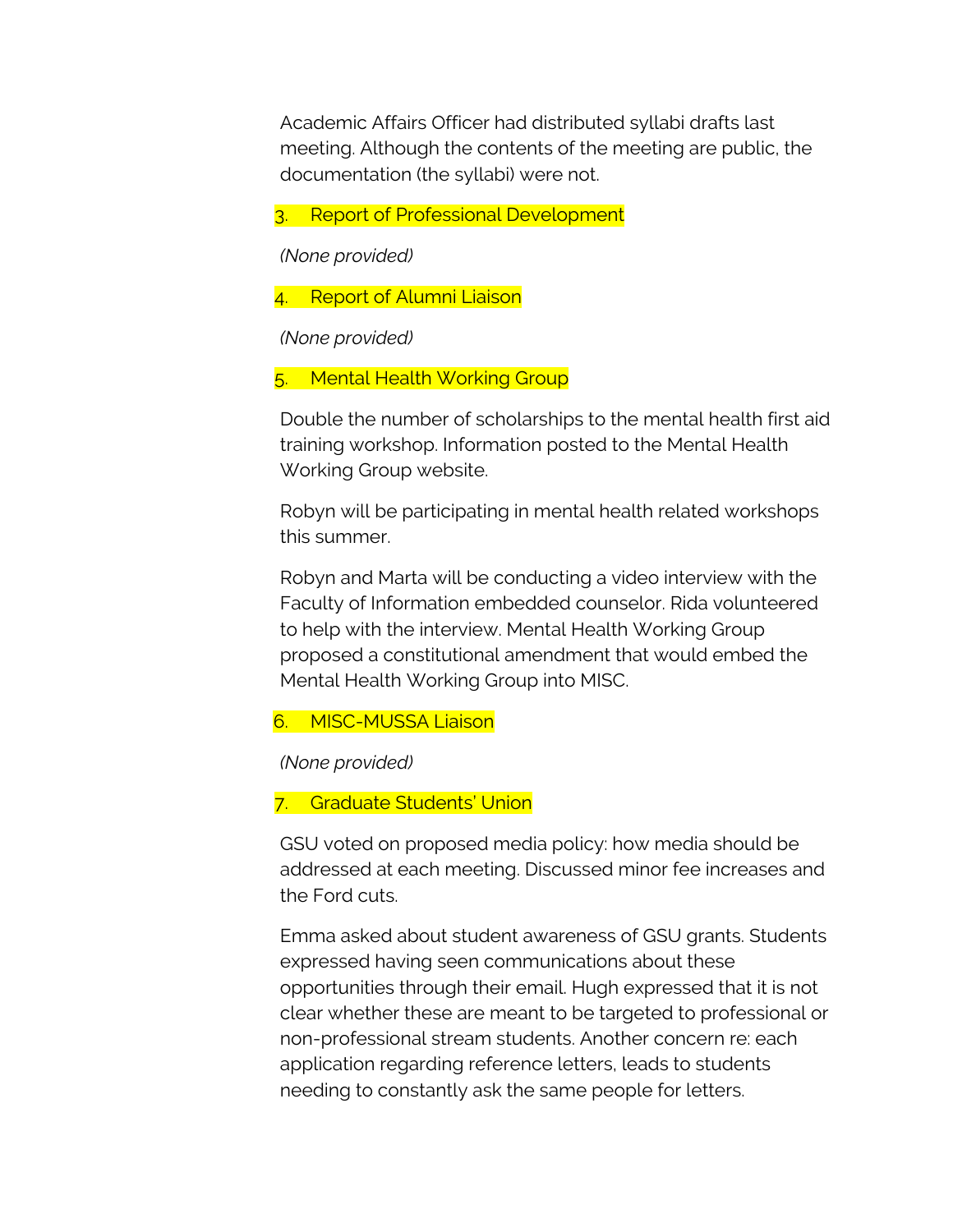Academic Affairs Officer had distributed syllabi drafts last meeting. Although the contents of the meeting are public, the documentation (the syllabi) were not.

3. Report of Professional Development

*(None provided)*

4. Report of Alumni Liaison

*(None provided)*

5. Mental Health Working Group

Double the number of scholarships to the mental health first aid training workshop. Information posted to the Mental Health Working Group website.

Robyn will be participating in mental health related workshops this summer.

Robyn and Marta will be conducting a video interview with the Faculty of Information embedded counselor. Rida volunteered to help with the interview. Mental Health Working Group proposed a constitutional amendment that would embed the Mental Health Working Group into MISC.

6. MISC-MUSSA Liaison

*(None provided)*

7. Graduate Students' Union

GSU voted on proposed media policy: how media should be addressed at each meeting. Discussed minor fee increases and the Ford cuts.

Emma asked about student awareness of GSU grants. Students expressed having seen communications about these opportunities through their email. Hugh expressed that it is not clear whether these are meant to be targeted to professional or non-professional stream students. Another concern re: each application regarding reference letters, leads to students needing to constantly ask the same people for letters.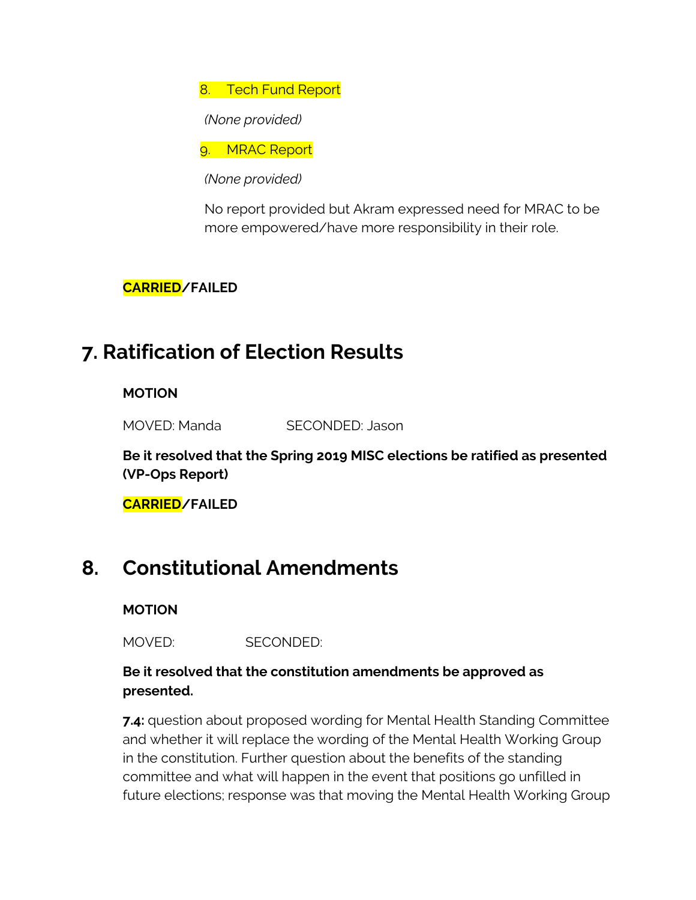8. Tech Fund Report

*(None provided)*

9. MRAC Report

*(None provided)*

No report provided but Akram expressed need for MRAC to be more empowered/have more responsibility in their role.

**CARRIED/FAILED**

# 7. Ratification of Election Results

**MOTION**

MOVED: Manda SECONDED: Jason

**Be it resolved that the Spring 2019 MISC elections be ratified as presented (VP-Ops Report)**

**CARRIED/FAILED**

# 8. Constitutional Amendments

**MOTION**

MOVED: SECONDED:

**Be it resolved that the constitution amendments be approved as presented.**

**7.4:** question about proposed wording for Mental Health Standing Committee and whether it will replace the wording of the Mental Health Working Group in the constitution. Further question about the benefits of the standing committee and what will happen in the event that positions go unfilled in future elections; response was that moving the Mental Health Working Group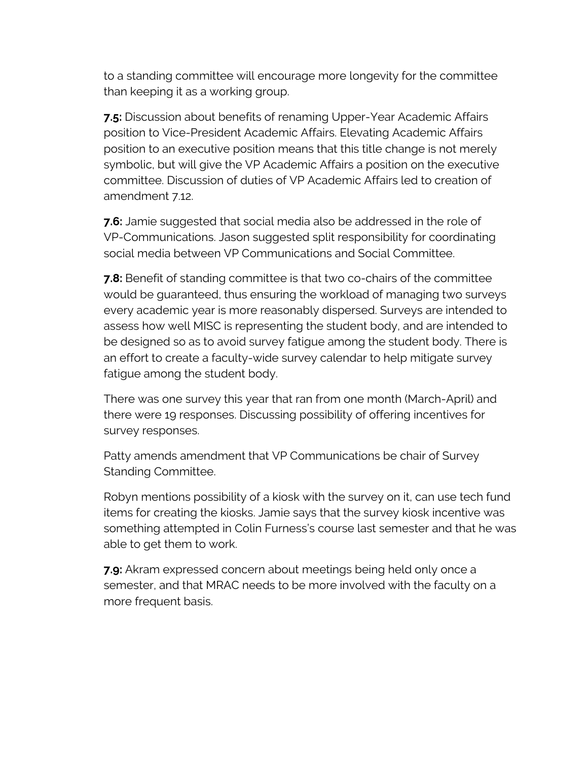to a standing committee will encourage more longevity for the committee than keeping it as a working group.

**7.5:** Discussion about benefits of renaming Upper-Year Academic Affairs position to Vice-President Academic Affairs. Elevating Academic Affairs position to an executive position means that this title change is not merely symbolic, but will give the VP Academic Affairs a position on the executive committee. Discussion of duties of VP Academic Affairs led to creation of amendment 7.12.

**7.6:** Jamie suggested that social media also be addressed in the role of VP-Communications. Jason suggested split responsibility for coordinating social media between VP Communications and Social Committee.

**7.8:** Benefit of standing committee is that two co-chairs of the committee would be guaranteed, thus ensuring the workload of managing two surveys every academic year is more reasonably dispersed. Surveys are intended to assess how well MISC is representing the student body, and are intended to be designed so as to avoid survey fatigue among the student body. There is an effort to create a faculty-wide survey calendar to help mitigate survey fatigue among the student body.

There was one survey this year that ran from one month (March-April) and there were 19 responses. Discussing possibility of offering incentives for survey responses.

Patty amends amendment that VP Communications be chair of Survey Standing Committee.

Robyn mentions possibility of a kiosk with the survey on it, can use tech fund items for creating the kiosks. Jamie says that the survey kiosk incentive was something attempted in Colin Furness's course last semester and that he was able to get them to work.

**7.9:** Akram expressed concern about meetings being held only once a semester, and that MRAC needs to be more involved with the faculty on a more frequent basis.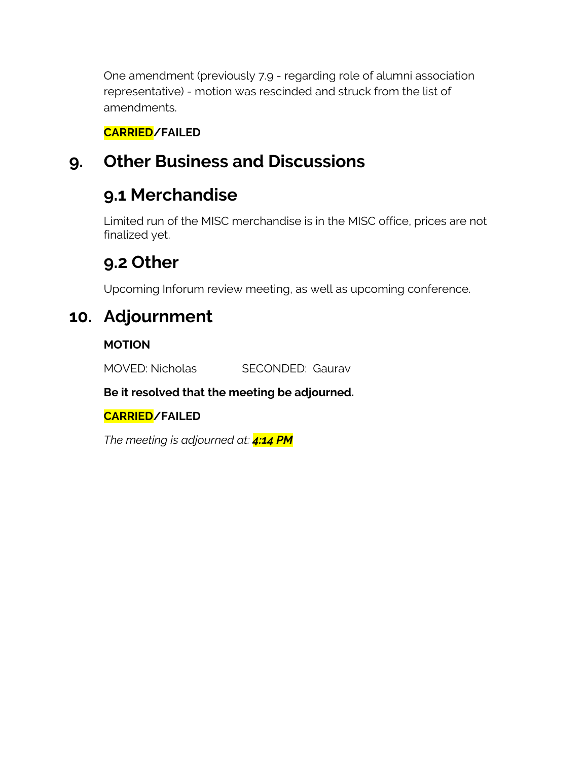One amendment (previously 7.9 - regarding role of alumni association representative) - motion was rescinded and struck from the list of amendments.

**CARRIED/FAILED**

# 9. Other Business and Discussions

## 9.1 Merchandise

Limited run of the MISC merchandise is in the MISC office, prices are not finalized yet.

## 9.2 Other

Upcoming Inforum review meeting, as well as upcoming conference.

# 10. Adjournment

**MOTION**

MOVED: Nicholas SECONDED: Gaurav

**Be it resolved that the meeting be adjourned.**

**CARRIED/FAILED**

*The meeting is adjourned at:* ***4:14 PM***